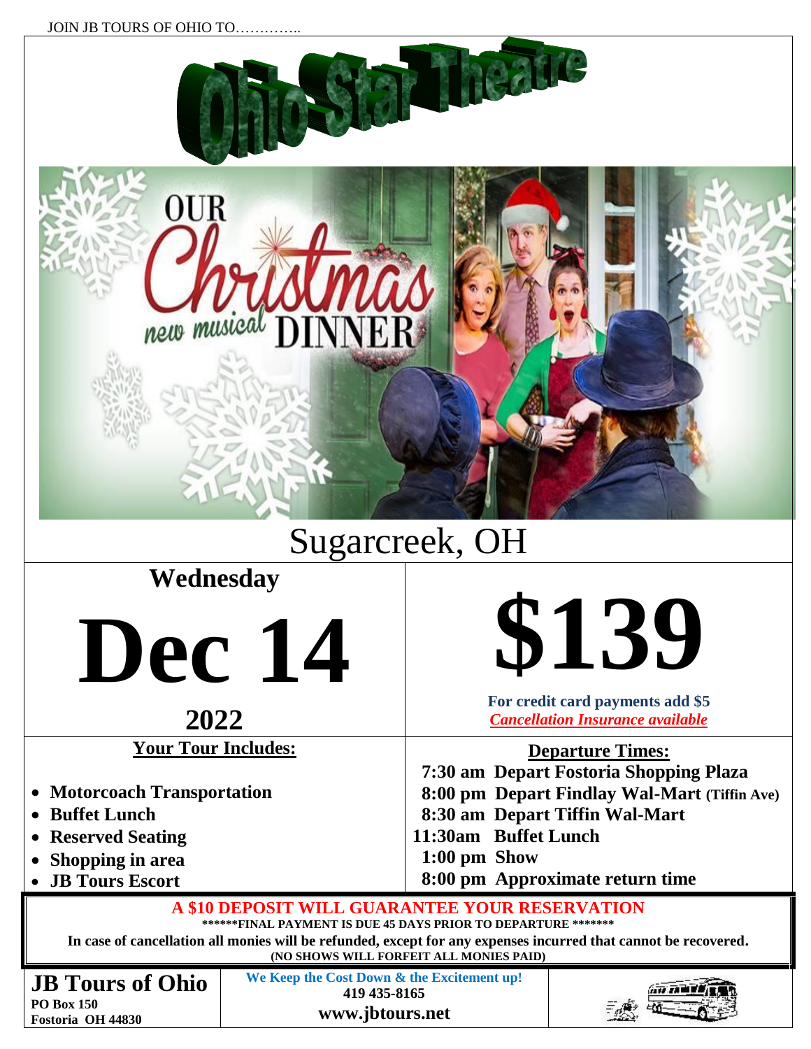JOIN JB TOURS OF OHIO TO…………..

# Ohio Star Theatre

OUR Christmas DINNER new musical

## Sugarcreek, OH

**Wednesday**

# Dec 14

**2022**

# $139

**For credit card payments add $5**

***Cancellation Insurance available***

**Your Tour Includes:**

- **Motorcoach Transportation**
- **Buffet Lunch**
- **Reserved Seating**
- **Shopping in area**
- **JB Tours Escort**

**Departure Times:**

**7:30 am Depart Fostoria Shopping Plaza**
**8:00 pm Depart Findlay Wal-Mart (Tiffin Ave)**
**8:30 am Depart Tiffin Wal-Mart**
**11:30am Buffet Lunch**
**1:00 pm Show**
**8:00 pm Approximate return time**

**A $10 DEPOSIT WILL GUARANTEE YOUR RESERVATION**

**\*\*\*\*\*\*FINAL PAYMENT IS DUE 45 DAYS PRIOR TO DEPARTURE \*\*\*\*\*\*\***

**In case of cancellation all monies will be refunded, except for any expenses incurred that cannot be recovered.**

**(NO SHOWS WILL FORFEIT ALL MONIES PAID)**

**JB Tours of Ohio**
**PO Box 150**
**Fostoria OH 44830**

**We Keep the Cost Down & the Excitement up!**
**419 435-8165**
**www.jbtours.net**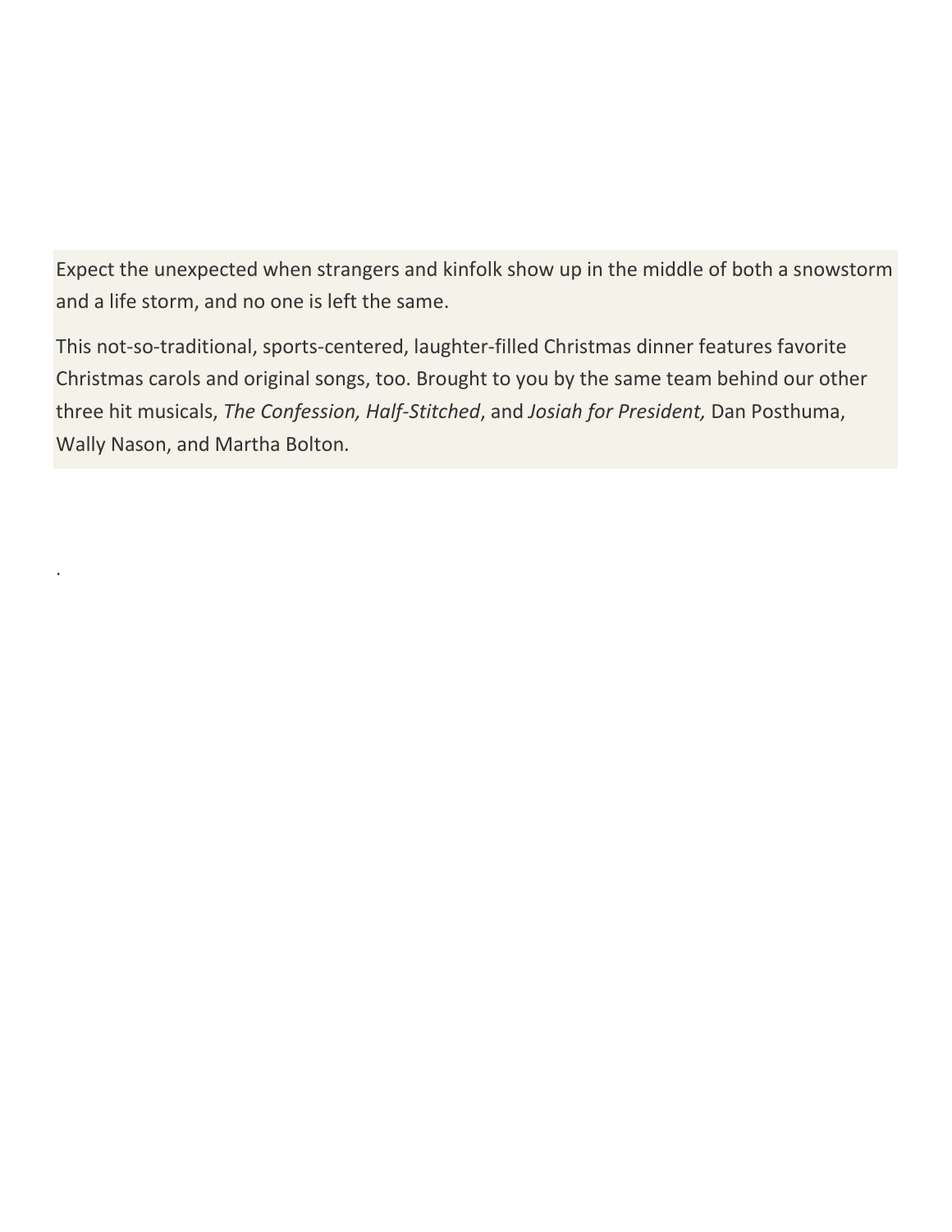Expect the unexpected when strangers and kinfolk show up in the middle of both a snowstorm and a life storm, and no one is left the same.

This not-so-traditional, sports-centered, laughter-filled Christmas dinner features favorite Christmas carols and original songs, too. Brought to you by the same team behind our other three hit musicals, *The Confession, Half-Stitched*, and *Josiah for President,* Dan Posthuma, Wally Nason, and Martha Bolton.

.